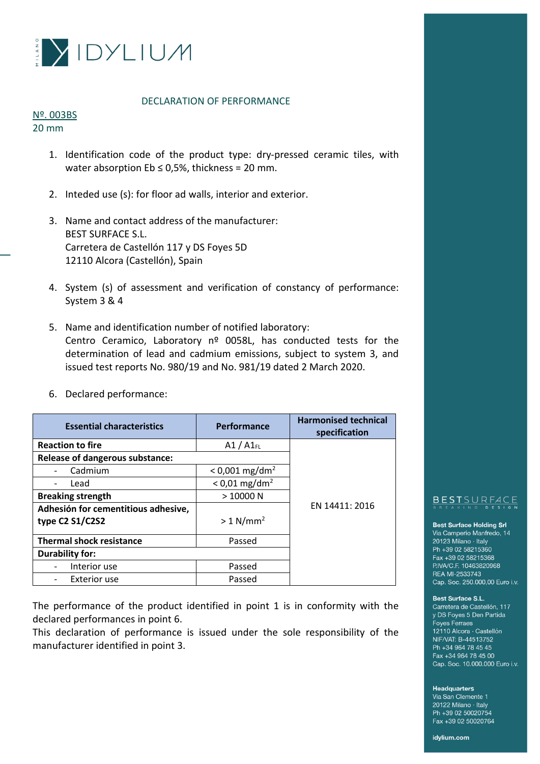IDYLIUM MILANO

DECLARATION OF PERFORMANCE

Nº. 003BS
20 mm

1. Identification code of the product type: dry-pressed ceramic tiles, with water absorption Eb ≤ 0,5%, thickness = 20 mm.

2. Inteded use (s): for floor ad walls, interior and exterior.

3. Name and contact address of the manufacturer:
   BEST SURFACE S.L.
   Carretera de Castellón 117 y DS Foyes 5D
   12110 Alcora (Castellón), Spain

4. System (s) of assessment and verification of constancy of performance: System 3 & 4

5. Name and identification number of notified laboratory:
   Centro Ceramico, Laboratory nº 0058L, has conducted tests for the determination of lead and cadmium emissions, subject to system 3, and issued test reports No. 980/19 and No. 981/19 dated 2 March 2020.

6. Declared performance:

| Essential characteristics | Performance | Harmonised technical specification |
|---|---|---|
| **Reaction to fire** | A1 / $A1_{FL}$ | EN 14411: 2016 |
| **Release of dangerous substance:** | | |
| - Cadmium | < 0,001 mg/dm$^2$ | |
| - Lead | < 0,01 mg/dm$^2$ | |
| **Breaking strength** | > 10000 N | |
| **Adhesión for cementitious adhesive, type C2 S1/C2S2** | > 1 N/mm$^2$ | |
| **Thermal shock resistance** | Passed | |
| **Durability for:** | | |
| - Interior use | Passed | |
| - Exterior use | Passed | |

The performance of the product identified in point 1 is in conformity with the declared performances in point 6.
This declaration of performance is issued under the sole responsibility of the manufacturer identified in point 3.

BESTSURFACE
BREAKING DESIGN

**Best Surface Holding Srl**
Via Camperio Manfredo, 14
20123 Milano · Italy
Ph +39 02 58215360
Fax +39 02 58215368
P.IVA/C.F. 10463820968
REA MI-2533743
Cap. Soc. 250.000,00 Euro i.v.

**Best Surface S.L.**
Carretera de Castellón, 117
y DS Foyes 5 Den Partida
Foyes Ferraes
12110 Alcora · Castellón
NIF/VAT: B-44513752
Ph +34 964 78 45 45
Fax +34 964 78 45 00
Cap. Soc. 10.000.000 Euro i.v.

**Headquarters**
Via San Clemente 1
20122 Milano · Italy
Ph +39 02 50020754
Fax +39 02 50020764

**idylium.com**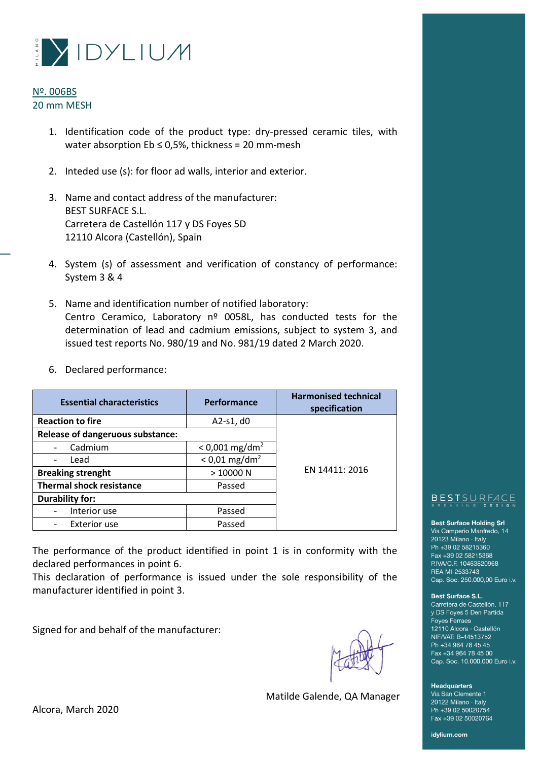IDYLIUM

MILANO

[Nº. 006BS]

20 mm MESH

1. Identification code of the product type: dry-pressed ceramic tiles, with water absorption Eb ≤ 0,5%, thickness = 20 mm-mesh

2. Inteded use (s): for floor ad walls, interior and exterior.

3. Name and contact address of the manufacturer:
   BEST SURFACE S.L.
   Carretera de Castellón 117 y DS Foyes 5D
   12110 Alcora (Castellón), Spain

4. System (s) of assessment and verification of constancy of performance: System 3 & 4

5. Name and identification number of notified laboratory:
   Centro Ceramico, Laboratory nº 0058L, has conducted tests for the determination of lead and cadmium emissions, subject to system 3, and issued test reports No. 980/19 and No. 981/19 dated 2 March 2020.

6. Declared performance:

| Essential characteristics | Performance | Harmonised technical specification |
|---|---|---|
| **Reaction to fire** | A2-s1, d0 | EN 14411: 2016 |
| **Release of dangerous substance:** | | |
| - Cadmium | < 0,001 mg/dm$^2$ | |
| - Lead | < 0,01 mg/dm$^2$ | |
| **Breaking strenght** | > 10000 N | |
| **Thermal shock resistance** | Passed | |
| **Durability for:** | | |
| - Interior use | Passed | |
| - Exterior use | Passed | |

The performance of the product identified in point 1 is in conformity with the declared performances in point 6.
This declaration of performance is issued under the sole responsibility of the manufacturer identified in point 3.

Signed for and behalf of the manufacturer:

Matilde Galende, QA Manager

Alcora, March 2020

BESTSURFACE
BREAKING DESIGN

**Best Surface Holding Srl**
Via Camperio Manfredo, 14
20123 Milano · Italy
Ph +39 02 58215360
Fax +39 02 58215368
P.IVA/C.F. 10463820968
REA MI-2533743
Cap. Soc. 250.000,00 Euro i.v.

**Best Surface S.L.**
Carretera de Castellón, 117
y DS Foyes 5 Den Partida
Foyes Ferraes
12110 Alcora · Castellón
NIF/VAT: B-44513752
Ph +34 964 78 45 45
Fax +34 964 78 45 00
Cap. Soc. 10.000.000 Euro i.v.

**Headquarters**
Via San Clemente 1
20122 Milano · Italy
Ph +39 02 50020754
Fax +39 02 50020764

**idylium.com**